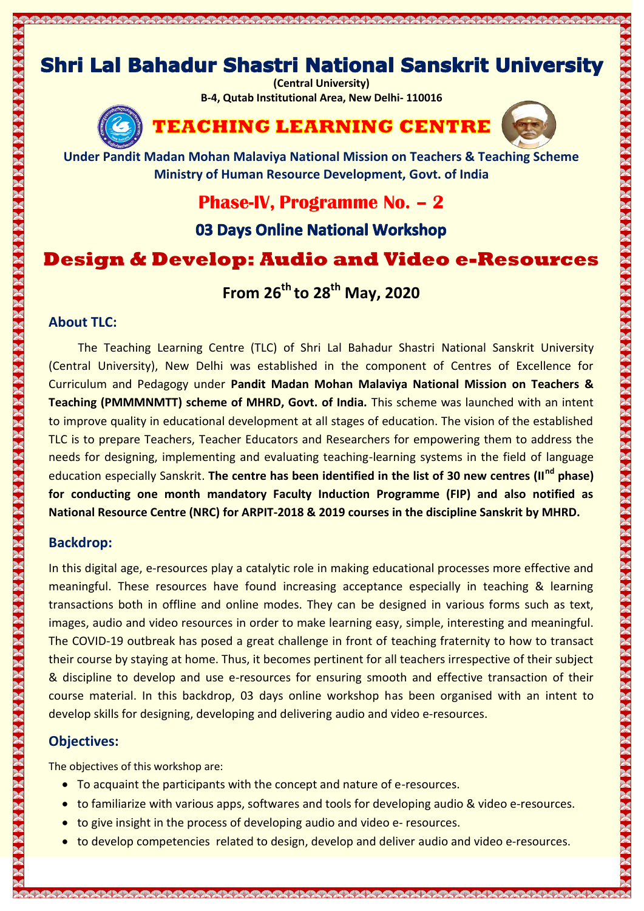# Shri Lal Bahadur Shastri National Sanskrit University

**(Central University)**

**B-4, Qutab Institutional Area, New Delhi- 110016**

## TEACHING LEARNING CENTRE

**Under Pandit Madan Mohan Malaviya National Mission on Teachers & Teaching Scheme**
**Ministry of Human Resource Development, Govt. of India**

## Phase-IV, Programme No. – 2

### 03 Days Online National Workshop

## Design & Develop: Audio and Video e-Resources

### From 26th to 28th May, 2020

### About TLC:

The Teaching Learning Centre (TLC) of Shri Lal Bahadur Shastri National Sanskrit University (Central University), New Delhi was established in the component of Centres of Excellence for Curriculum and Pedagogy under **Pandit Madan Mohan Malaviya National Mission on Teachers & Teaching (PMMMNMTT) scheme of MHRD, Govt. of India.** This scheme was launched with an intent to improve quality in educational development at all stages of education. The vision of the established TLC is to prepare Teachers, Teacher Educators and Researchers for empowering them to address the needs for designing, implementing and evaluating teaching-learning systems in the field of language education especially Sanskrit. **The centre has been identified in the list of 30 new centres (IInd phase) for conducting one month mandatory Faculty Induction Programme (FIP) and also notified as National Resource Centre (NRC) for ARPIT-2018 & 2019 courses in the discipline Sanskrit by MHRD.**

### Backdrop:

In this digital age, e-resources play a catalytic role in making educational processes more effective and meaningful. These resources have found increasing acceptance especially in teaching & learning transactions both in offline and online modes. They can be designed in various forms such as text, images, audio and video resources in order to make learning easy, simple, interesting and meaningful. The COVID-19 outbreak has posed a great challenge in front of teaching fraternity to how to transact their course by staying at home. Thus, it becomes pertinent for all teachers irrespective of their subject & discipline to develop and use e-resources for ensuring smooth and effective transaction of their course material. In this backdrop, 03 days online workshop has been organised with an intent to develop skills for designing, developing and delivering audio and video e-resources.

### Objectives:

The objectives of this workshop are:

- To acquaint the participants with the concept and nature of e-resources.
- to familiarize with various apps, softwares and tools for developing audio & video e-resources.
- to give insight in the process of developing audio and video e- resources.
- to develop competencies related to design, develop and deliver audio and video e-resources.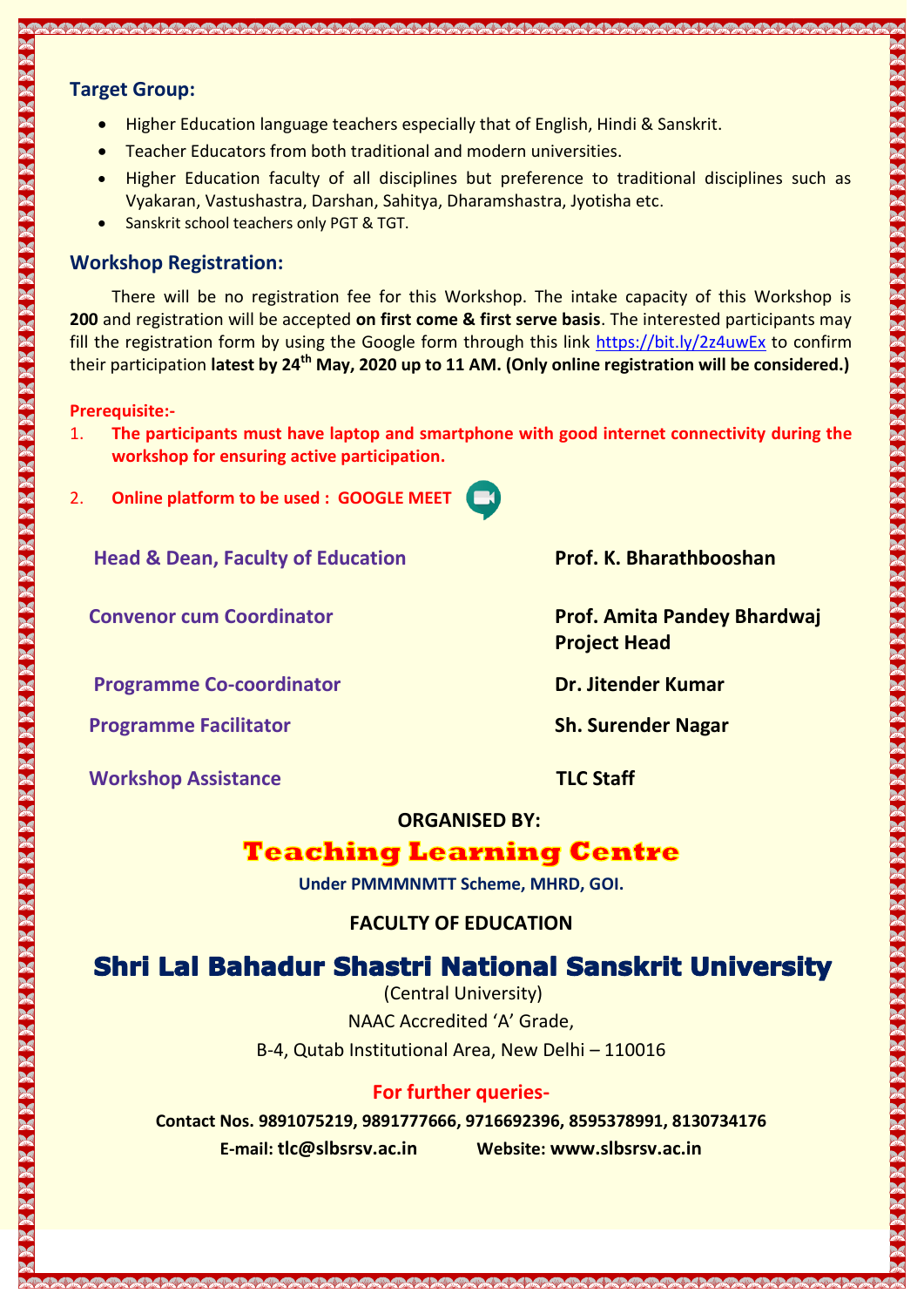## Target Group:

- Higher Education language teachers especially that of English, Hindi & Sanskrit.
- Teacher Educators from both traditional and modern universities.
- Higher Education faculty of all disciplines but preference to traditional disciplines such as Vyakaran, Vastushastra, Darshan, Sahitya, Dharamshastra, Jyotisha etc.
- Sanskrit school teachers only PGT & TGT.

## Workshop Registration:

There will be no registration fee for this Workshop. The intake capacity of this Workshop is **200** and registration will be accepted **on first come & first serve basis**. The interested participants may fill the registration form by using the Google form through this link https://bit.ly/2z4uwEx to confirm their participation **latest by 24th May, 2020 up to 11 AM. (Only online registration will be considered.)**

**Prerequisite:-**

1. **The participants must have laptop and smartphone with good internet connectivity during the workshop for ensuring active participation.**
2. **Online platform to be used : GOOGLE MEET**

| | |
|---|---|
| **Head & Dean, Faculty of Education** | **Prof. K. Bharathbooshan** |
| **Convenor cum Coordinator** | **Prof. Amita Pandey Bhardwaj Project Head** |
| **Programme Co-coordinator** | **Dr. Jitender Kumar** |
| **Programme Facilitator** | **Sh. Surender Nagar** |
| **Workshop Assistance** | **TLC Staff** |

**ORGANISED BY:**

# Teaching Learning Centre

**Under PMMMNMTT Scheme, MHRD, GOI.**

**FACULTY OF EDUCATION**

# Shri Lal Bahadur Shastri National Sanskrit University

(Central University)

NAAC Accredited 'A' Grade,

B-4, Qutab Institutional Area, New Delhi – 110016

**For further queries-**

**Contact Nos. 9891075219, 9891777666, 9716692396, 8595378991, 8130734176**

**E-mail: tlc@slbsrsv.ac.in** **Website: www.slbsrsv.ac.in**